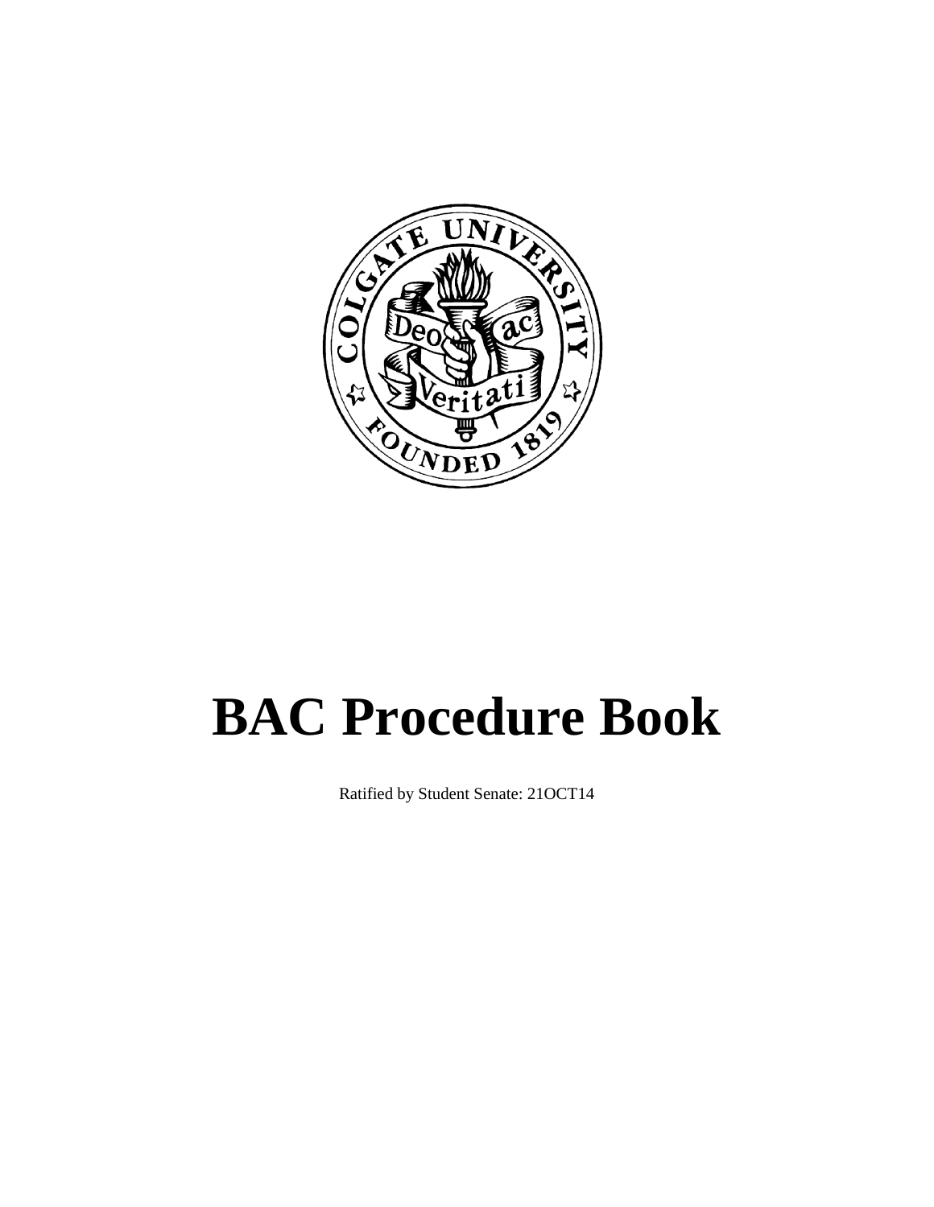# BAC Procedure Book

Ratified by Student Senate: 21OCT14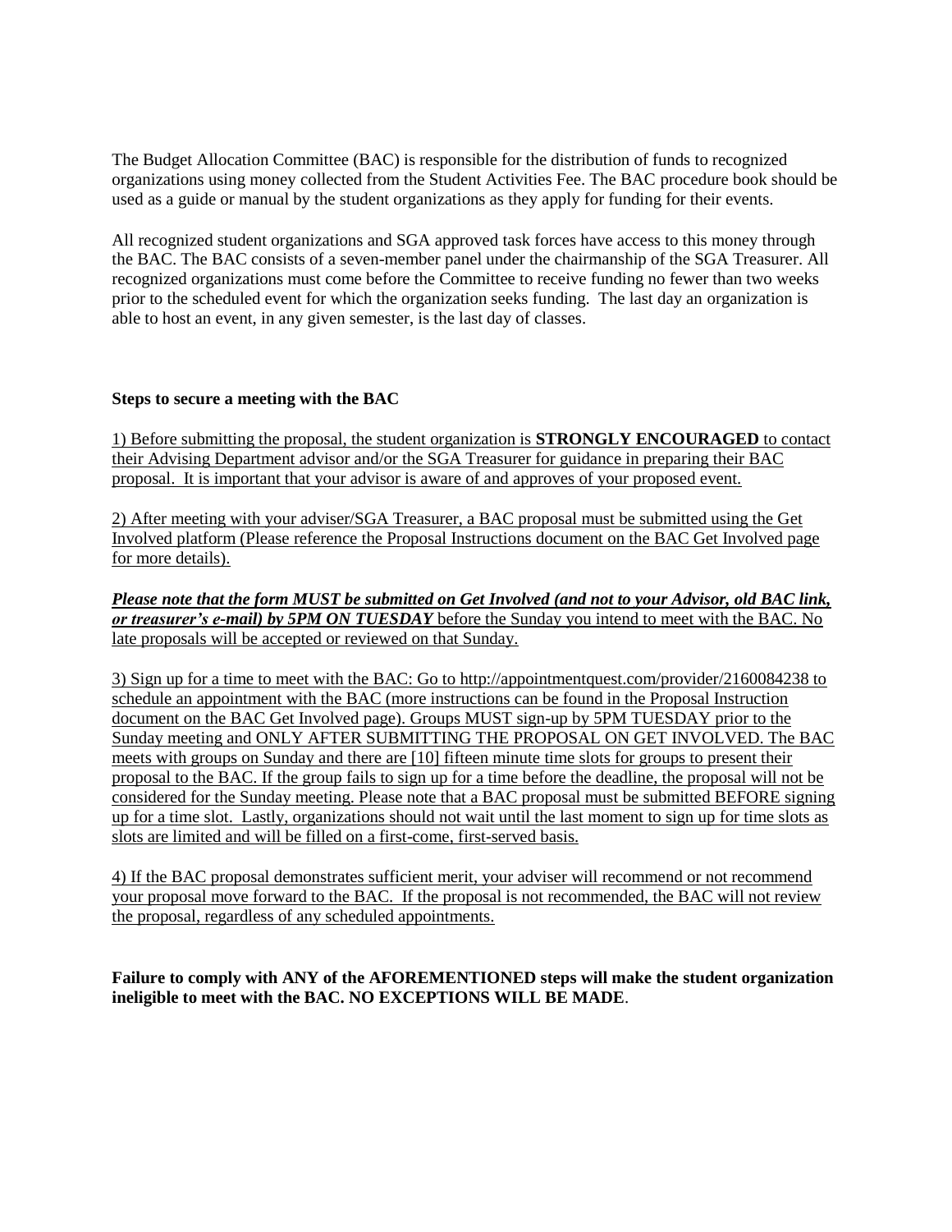The Budget Allocation Committee (BAC) is responsible for the distribution of funds to recognized organizations using money collected from the Student Activities Fee. The BAC procedure book should be used as a guide or manual by the student organizations as they apply for funding for their events.

All recognized student organizations and SGA approved task forces have access to this money through the BAC. The BAC consists of a seven-member panel under the chairmanship of the SGA Treasurer. All recognized organizations must come before the Committee to receive funding no fewer than two weeks prior to the scheduled event for which the organization seeks funding. The last day an organization is able to host an event, in any given semester, is the last day of classes.

**Steps to secure a meeting with the BAC**

1) Before submitting the proposal, the student organization is **STRONGLY ENCOURAGED** to contact their Advising Department advisor and/or the SGA Treasurer for guidance in preparing their BAC proposal. It is important that your advisor is aware of and approves of your proposed event.

2) After meeting with your adviser/SGA Treasurer, a BAC proposal must be submitted using the Get Involved platform (Please reference the Proposal Instructions document on the BAC Get Involved page for more details).

***Please note that the form MUST be submitted on Get Involved (and not to your Advisor, old BAC link, or treasurer's e-mail) by 5PM ON TUESDAY*** before the Sunday you intend to meet with the BAC. No late proposals will be accepted or reviewed on that Sunday.

3) Sign up for a time to meet with the BAC: Go to http://appointmentquest.com/provider/2160084238 to schedule an appointment with the BAC (more instructions can be found in the Proposal Instruction document on the BAC Get Involved page). Groups MUST sign-up by 5PM TUESDAY prior to the Sunday meeting and ONLY AFTER SUBMITTING THE PROPOSAL ON GET INVOLVED. The BAC meets with groups on Sunday and there are [10] fifteen minute time slots for groups to present their proposal to the BAC. If the group fails to sign up for a time before the deadline, the proposal will not be considered for the Sunday meeting. Please note that a BAC proposal must be submitted BEFORE signing up for a time slot. Lastly, organizations should not wait until the last moment to sign up for time slots as slots are limited and will be filled on a first-come, first-served basis.

4) If the BAC proposal demonstrates sufficient merit, your adviser will recommend or not recommend your proposal move forward to the BAC. If the proposal is not recommended, the BAC will not review the proposal, regardless of any scheduled appointments.

**Failure to comply with ANY of the AFOREMENTIONED steps will make the student organization ineligible to meet with the BAC. NO EXCEPTIONS WILL BE MADE**.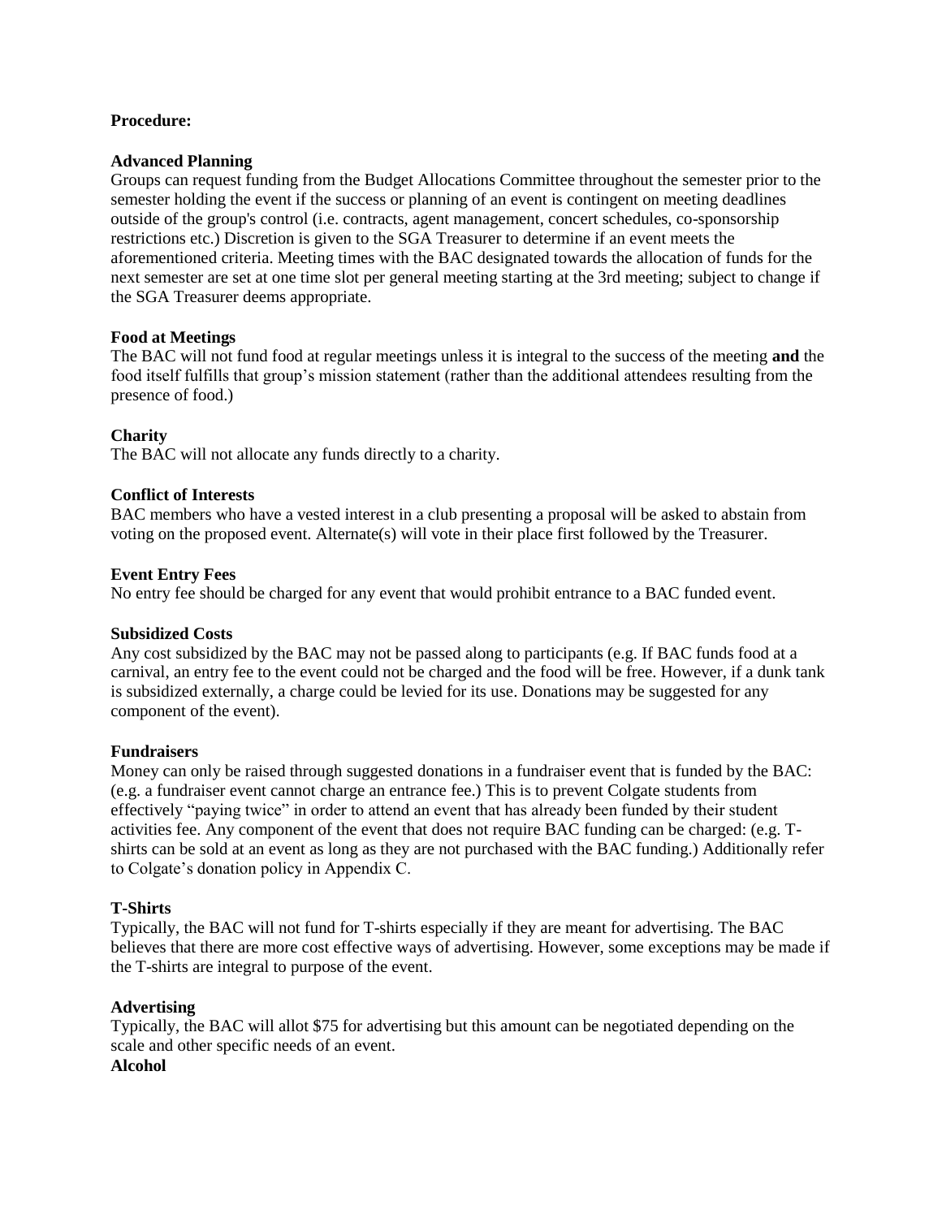**Procedure:**

**Advanced Planning**

Groups can request funding from the Budget Allocations Committee throughout the semester prior to the semester holding the event if the success or planning of an event is contingent on meeting deadlines outside of the group's control (i.e. contracts, agent management, concert schedules, co-sponsorship restrictions etc.) Discretion is given to the SGA Treasurer to determine if an event meets the aforementioned criteria. Meeting times with the BAC designated towards the allocation of funds for the next semester are set at one time slot per general meeting starting at the 3rd meeting; subject to change if the SGA Treasurer deems appropriate.

**Food at Meetings**

The BAC will not fund food at regular meetings unless it is integral to the success of the meeting **and** the food itself fulfills that group's mission statement (rather than the additional attendees resulting from the presence of food.)

**Charity**

The BAC will not allocate any funds directly to a charity.

**Conflict of Interests**

BAC members who have a vested interest in a club presenting a proposal will be asked to abstain from voting on the proposed event. Alternate(s) will vote in their place first followed by the Treasurer.

**Event Entry Fees**

No entry fee should be charged for any event that would prohibit entrance to a BAC funded event.

**Subsidized Costs**

Any cost subsidized by the BAC may not be passed along to participants (e.g. If BAC funds food at a carnival, an entry fee to the event could not be charged and the food will be free. However, if a dunk tank is subsidized externally, a charge could be levied for its use. Donations may be suggested for any component of the event).

**Fundraisers**

Money can only be raised through suggested donations in a fundraiser event that is funded by the BAC: (e.g. a fundraiser event cannot charge an entrance fee.) This is to prevent Colgate students from effectively "paying twice" in order to attend an event that has already been funded by their student activities fee. Any component of the event that does not require BAC funding can be charged: (e.g. T-shirts can be sold at an event as long as they are not purchased with the BAC funding.) Additionally refer to Colgate's donation policy in Appendix C.

**T-Shirts**

Typically, the BAC will not fund for T-shirts especially if they are meant for advertising. The BAC believes that there are more cost effective ways of advertising. However, some exceptions may be made if the T-shirts are integral to purpose of the event.

**Advertising**

Typically, the BAC will allot $75 for advertising but this amount can be negotiated depending on the scale and other specific needs of an event.

**Alcohol**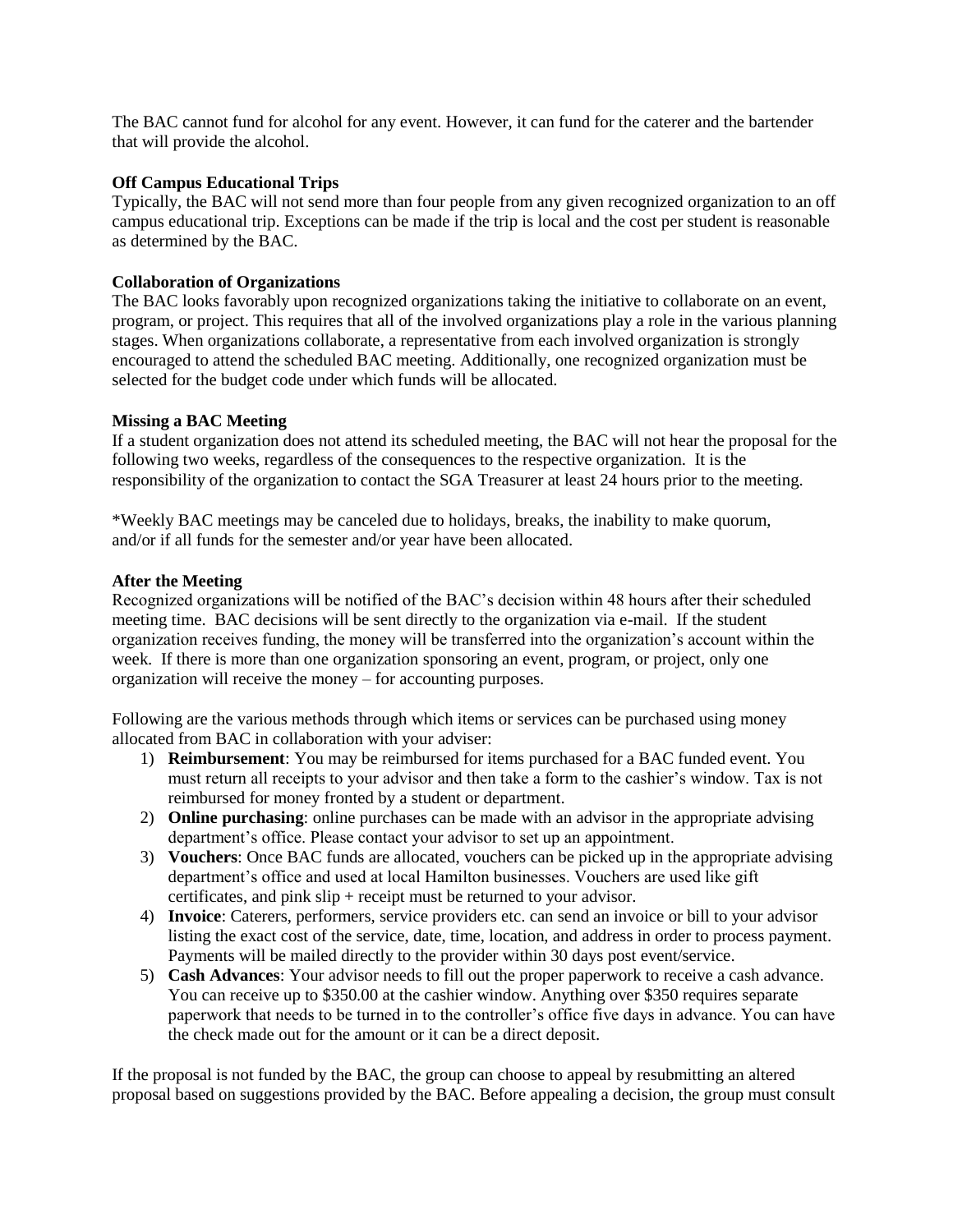The BAC cannot fund for alcohol for any event. However, it can fund for the caterer and the bartender that will provide the alcohol.

**Off Campus Educational Trips**
Typically, the BAC will not send more than four people from any given recognized organization to an off campus educational trip. Exceptions can be made if the trip is local and the cost per student is reasonable as determined by the BAC.

**Collaboration of Organizations**
The BAC looks favorably upon recognized organizations taking the initiative to collaborate on an event, program, or project. This requires that all of the involved organizations play a role in the various planning stages. When organizations collaborate, a representative from each involved organization is strongly encouraged to attend the scheduled BAC meeting. Additionally, one recognized organization must be selected for the budget code under which funds will be allocated.

**Missing a BAC Meeting**
If a student organization does not attend its scheduled meeting, the BAC will not hear the proposal for the following two weeks, regardless of the consequences to the respective organization. It is the responsibility of the organization to contact the SGA Treasurer at least 24 hours prior to the meeting.

*Weekly BAC meetings may be canceled due to holidays, breaks, the inability to make quorum, and/or if all funds for the semester and/or year have been allocated.

**After the Meeting**
Recognized organizations will be notified of the BAC's decision within 48 hours after their scheduled meeting time. BAC decisions will be sent directly to the organization via e-mail. If the student organization receives funding, the money will be transferred into the organization's account within the week. If there is more than one organization sponsoring an event, program, or project, only one organization will receive the money – for accounting purposes.

Following are the various methods through which items or services can be purchased using money allocated from BAC in collaboration with your adviser:

1) **Reimbursement**: You may be reimbursed for items purchased for a BAC funded event. You must return all receipts to your advisor and then take a form to the cashier's window. Tax is not reimbursed for money fronted by a student or department.
2) **Online purchasing**: online purchases can be made with an advisor in the appropriate advising department's office. Please contact your advisor to set up an appointment.
3) **Vouchers**: Once BAC funds are allocated, vouchers can be picked up in the appropriate advising department's office and used at local Hamilton businesses. Vouchers are used like gift certificates, and pink slip + receipt must be returned to your advisor.
4) **Invoice**: Caterers, performers, service providers etc. can send an invoice or bill to your advisor listing the exact cost of the service, date, time, location, and address in order to process payment. Payments will be mailed directly to the provider within 30 days post event/service.
5) **Cash Advances**: Your advisor needs to fill out the proper paperwork to receive a cash advance. You can receive up to $350.00 at the cashier window. Anything over $350 requires separate paperwork that needs to be turned in to the controller's office five days in advance. You can have the check made out for the amount or it can be a direct deposit.

If the proposal is not funded by the BAC, the group can choose to appeal by resubmitting an altered proposal based on suggestions provided by the BAC. Before appealing a decision, the group must consult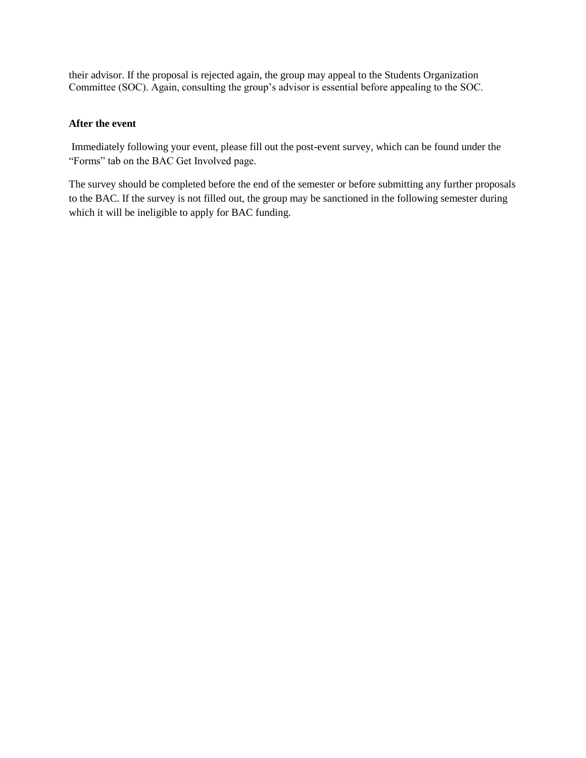their advisor. If the proposal is rejected again, the group may appeal to the Students Organization Committee (SOC). Again, consulting the group's advisor is essential before appealing to the SOC.

**After the event**

Immediately following your event, please fill out the post-event survey, which can be found under the "Forms" tab on the BAC Get Involved page.

The survey should be completed before the end of the semester or before submitting any further proposals to the BAC. If the survey is not filled out, the group may be sanctioned in the following semester during which it will be ineligible to apply for BAC funding.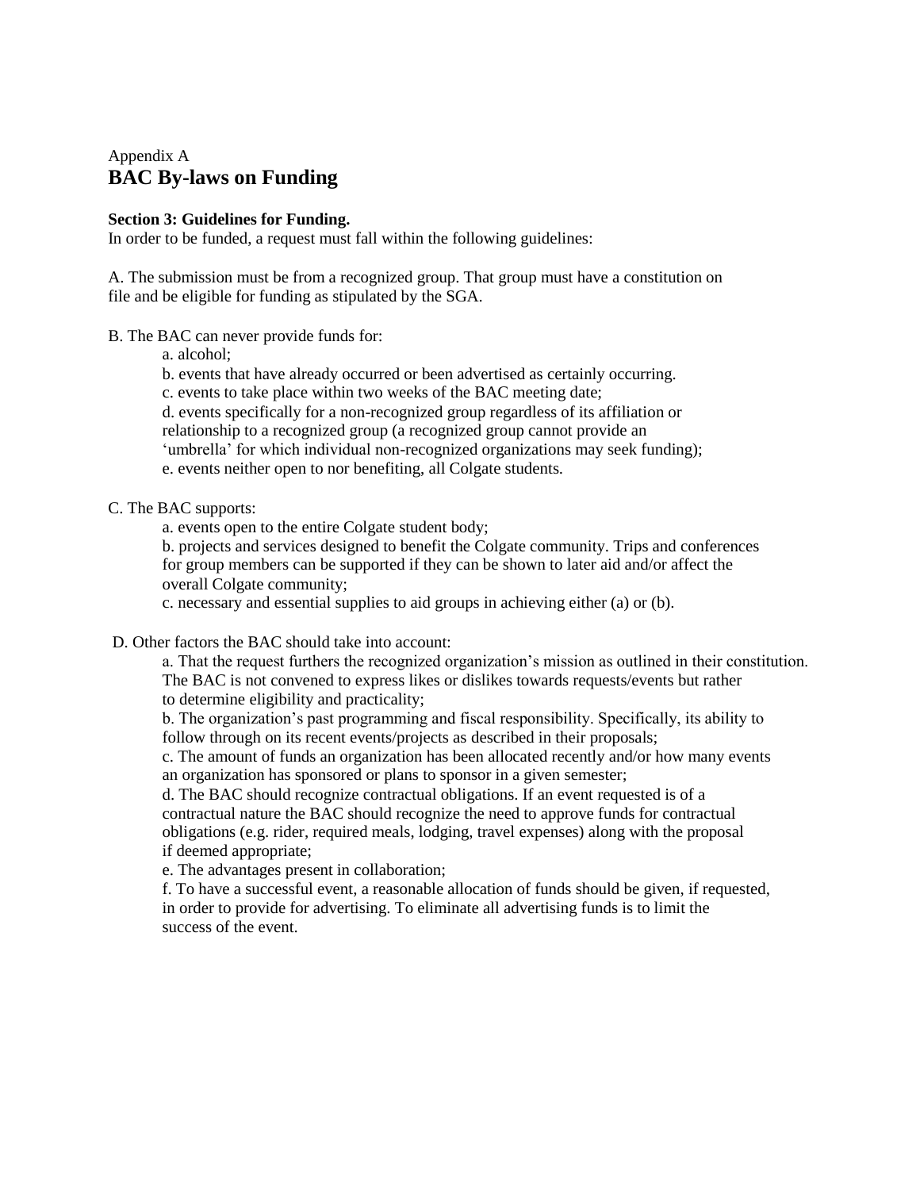Appendix A

# BAC By-laws on Funding

**Section 3: Guidelines for Funding.**

In order to be funded, a request must fall within the following guidelines:

A. The submission must be from a recognized group. That group must have a constitution on file and be eligible for funding as stipulated by the SGA.

B. The BAC can never provide funds for:

a. alcohol;

b. events that have already occurred or been advertised as certainly occurring.

c. events to take place within two weeks of the BAC meeting date;

d. events specifically for a non-recognized group regardless of its affiliation or relationship to a recognized group (a recognized group cannot provide an 'umbrella' for which individual non-recognized organizations may seek funding);

e. events neither open to nor benefiting, all Colgate students.

C. The BAC supports:

a. events open to the entire Colgate student body;

b. projects and services designed to benefit the Colgate community. Trips and conferences for group members can be supported if they can be shown to later aid and/or affect the overall Colgate community;

c. necessary and essential supplies to aid groups in achieving either (a) or (b).

D. Other factors the BAC should take into account:

a. That the request furthers the recognized organization's mission as outlined in their constitution. The BAC is not convened to express likes or dislikes towards requests/events but rather to determine eligibility and practicality;

b. The organization's past programming and fiscal responsibility. Specifically, its ability to follow through on its recent events/projects as described in their proposals;

c. The amount of funds an organization has been allocated recently and/or how many events an organization has sponsored or plans to sponsor in a given semester;

d. The BAC should recognize contractual obligations. If an event requested is of a contractual nature the BAC should recognize the need to approve funds for contractual obligations (e.g. rider, required meals, lodging, travel expenses) along with the proposal if deemed appropriate;

e. The advantages present in collaboration;

f. To have a successful event, a reasonable allocation of funds should be given, if requested, in order to provide for advertising. To eliminate all advertising funds is to limit the success of the event.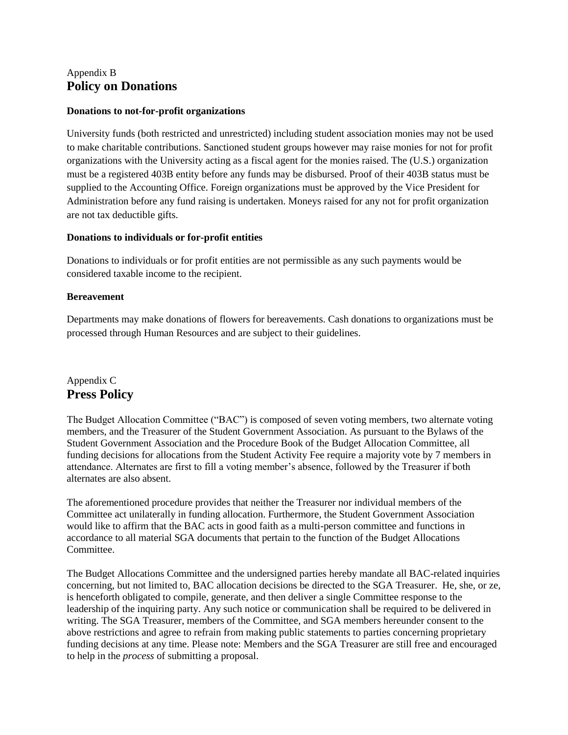Appendix B

## Policy on Donations

**Donations to not-for-profit organizations**

University funds (both restricted and unrestricted) including student association monies may not be used to make charitable contributions. Sanctioned student groups however may raise monies for not for profit organizations with the University acting as a fiscal agent for the monies raised. The (U.S.) organization must be a registered 403B entity before any funds may be disbursed. Proof of their 403B status must be supplied to the Accounting Office. Foreign organizations must be approved by the Vice President for Administration before any fund raising is undertaken. Moneys raised for any not for profit organization are not tax deductible gifts.

**Donations to individuals or for-profit entities**

Donations to individuals or for profit entities are not permissible as any such payments would be considered taxable income to the recipient.

**Bereavement**

Departments may make donations of flowers for bereavements. Cash donations to organizations must be processed through Human Resources and are subject to their guidelines.

Appendix C

## Press Policy

The Budget Allocation Committee ("BAC") is composed of seven voting members, two alternate voting members, and the Treasurer of the Student Government Association. As pursuant to the Bylaws of the Student Government Association and the Procedure Book of the Budget Allocation Committee, all funding decisions for allocations from the Student Activity Fee require a majority vote by 7 members in attendance. Alternates are first to fill a voting member's absence, followed by the Treasurer if both alternates are also absent.

The aforementioned procedure provides that neither the Treasurer nor individual members of the Committee act unilaterally in funding allocation. Furthermore, the Student Government Association would like to affirm that the BAC acts in good faith as a multi-person committee and functions in accordance to all material SGA documents that pertain to the function of the Budget Allocations Committee.

The Budget Allocations Committee and the undersigned parties hereby mandate all BAC-related inquiries concerning, but not limited to, BAC allocation decisions be directed to the SGA Treasurer. He, she, or ze, is henceforth obligated to compile, generate, and then deliver a single Committee response to the leadership of the inquiring party. Any such notice or communication shall be required to be delivered in writing. The SGA Treasurer, members of the Committee, and SGA members hereunder consent to the above restrictions and agree to refrain from making public statements to parties concerning proprietary funding decisions at any time. Please note: Members and the SGA Treasurer are still free and encouraged to help in the *process* of submitting a proposal.